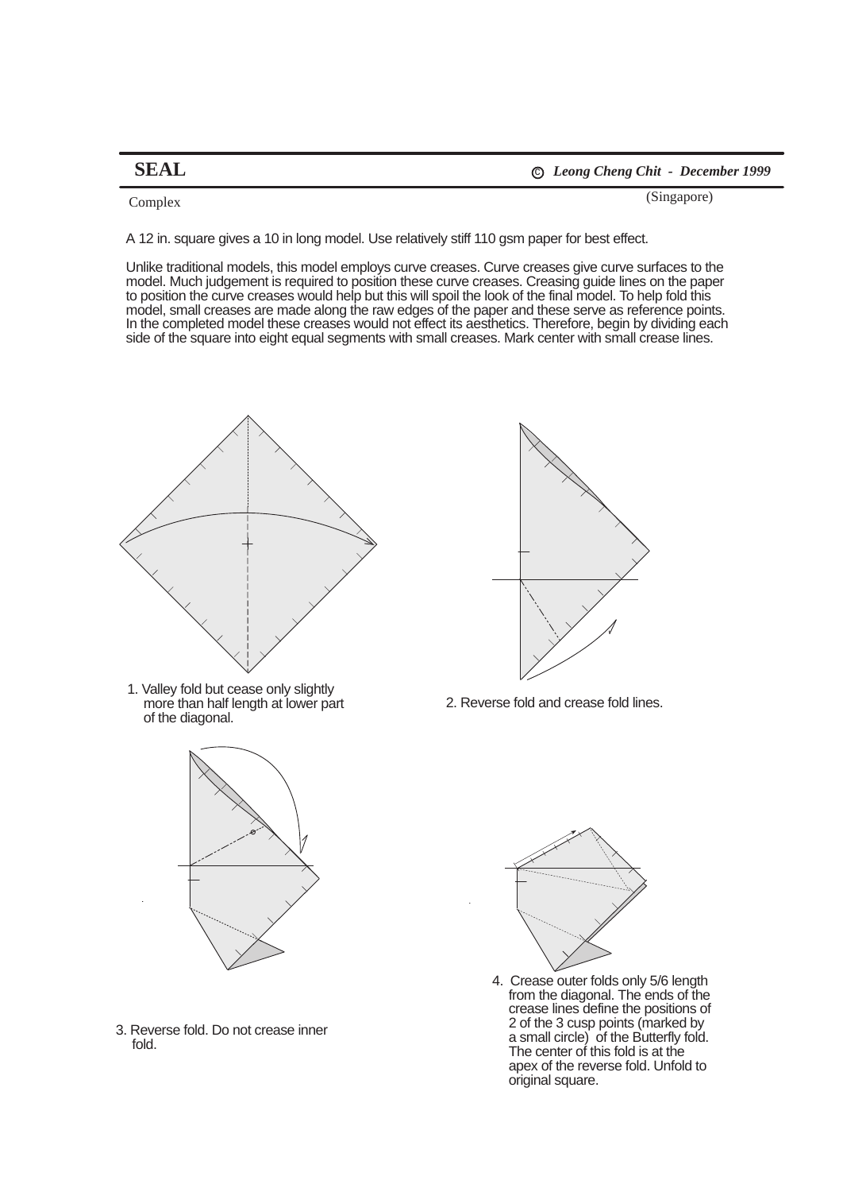# SEAL

*© Leong Cheng Chit - December 1999*

(Singapore)

Complex

A 12 in. square gives a 10 in long model. Use relatively stiff 110 gsm paper for best effect.

Unlike traditional models, this model employs curve creases. Curve creases give curve surfaces to the model. Much judgement is required to position these curve creases. Creasing guide lines on the paper to position the curve creases would help but this will spoil the look of the final model. To help fold this model, small creases are made along the raw edges of the paper and these serve as reference points. In the completed model these creases would not effect its aesthetics. Therefore, begin by dividing each side of the square into eight equal segments with small creases. Mark center with small crease lines.

1. Valley fold but cease only slightly more than half length at lower part of the diagonal.

2. Reverse fold and crease fold lines.

3. Reverse fold. Do not crease inner fold.

4. Crease outer folds only 5/6 length from the diagonal. The ends of the crease lines define the positions of 2 of the 3 cusp points (marked by a small circle) of the Butterfly fold. The center of this fold is at the apex of the reverse fold. Unfold to original square.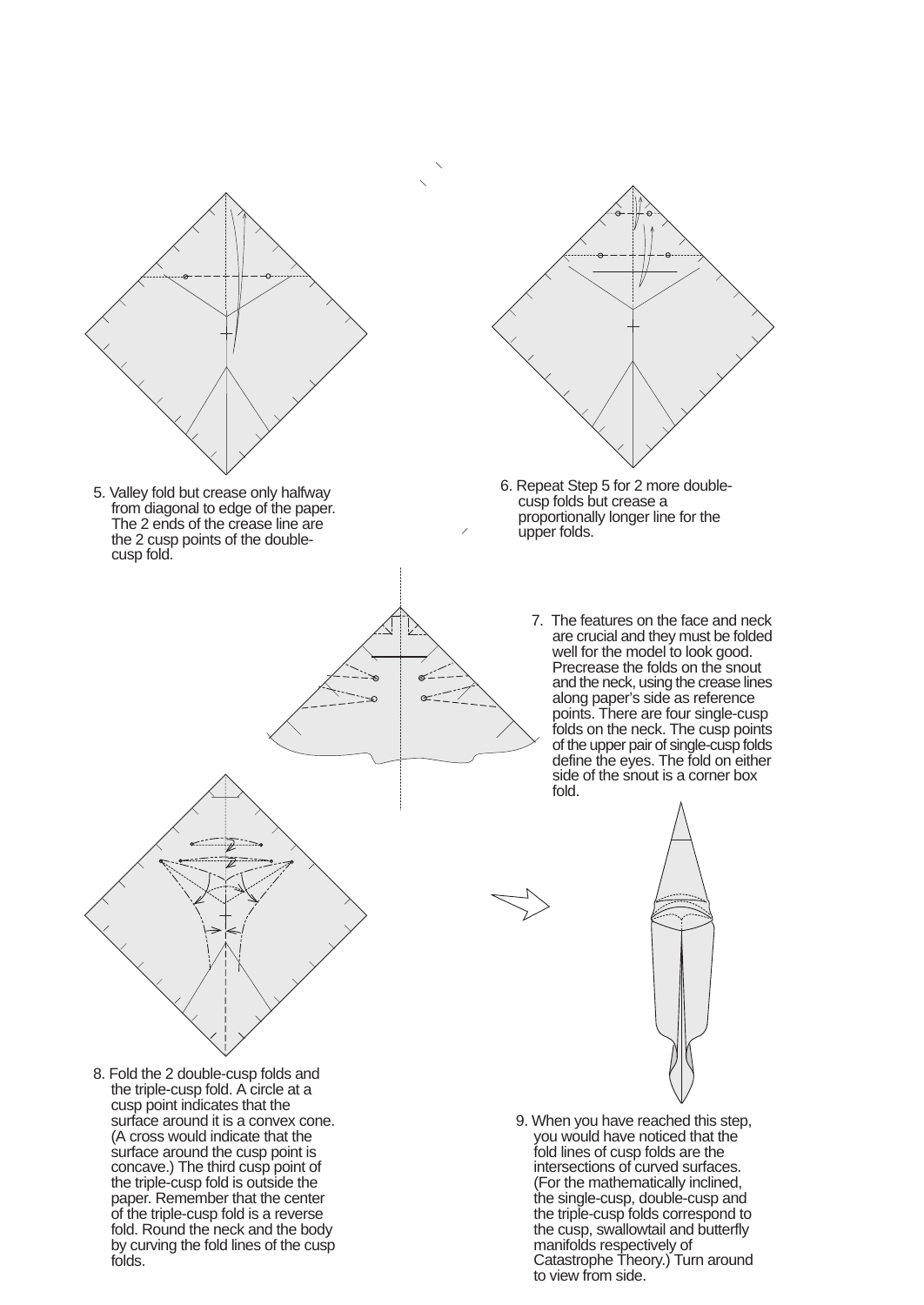5. Valley fold but crease only halfway from diagonal to edge of the paper. The 2 ends of the crease line are the 2 cusp points of the double-cusp fold.

6. Repeat Step 5 for 2 more double-cusp folds but crease a proportionally longer line for the upper folds.

7. The features on the face and neck are crucial and they must be folded well for the model to look good. Precrease the folds on the snout and the neck, using the crease lines along paper's side as reference points. There are four single-cusp folds on the neck. The cusp points of the upper pair of single-cusp folds define the eyes. The fold on either side of the snout is a corner box fold.

8. Fold the 2 double-cusp folds and the triple-cusp fold. A circle at a cusp point indicates that the surface around it is a convex cone. (A cross would indicate that the surface around the cusp point is concave.) The third cusp point of the triple-cusp fold is outside the paper. Remember that the center of the triple-cusp fold is a reverse fold. Round the neck and the body by curving the fold lines of the cusp folds.

9. When you have reached this step, you would have noticed that the fold lines of cusp folds are the intersections of curved surfaces. (For the mathematically inclined, the single-cusp, double-cusp and the triple-cusp folds correspond to the cusp, swallowtail and butterfly manifolds respectively of Catastrophe Theory.) Turn around to view from side.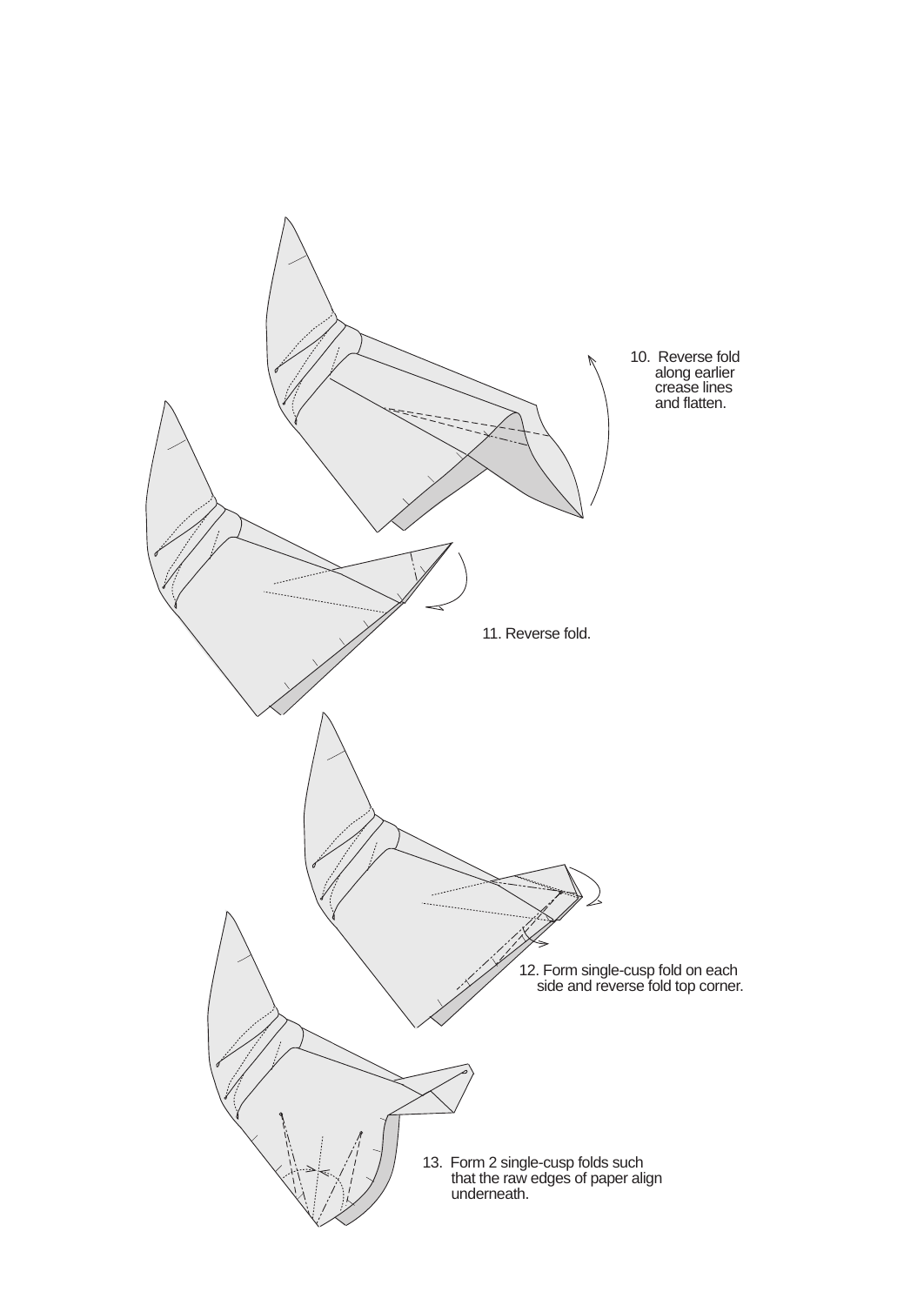10. Reverse fold along earlier crease lines and flatten.

11. Reverse fold.

12. Form single-cusp fold on each side and reverse fold top corner.

13. Form 2 single-cusp folds such that the raw edges of paper align underneath.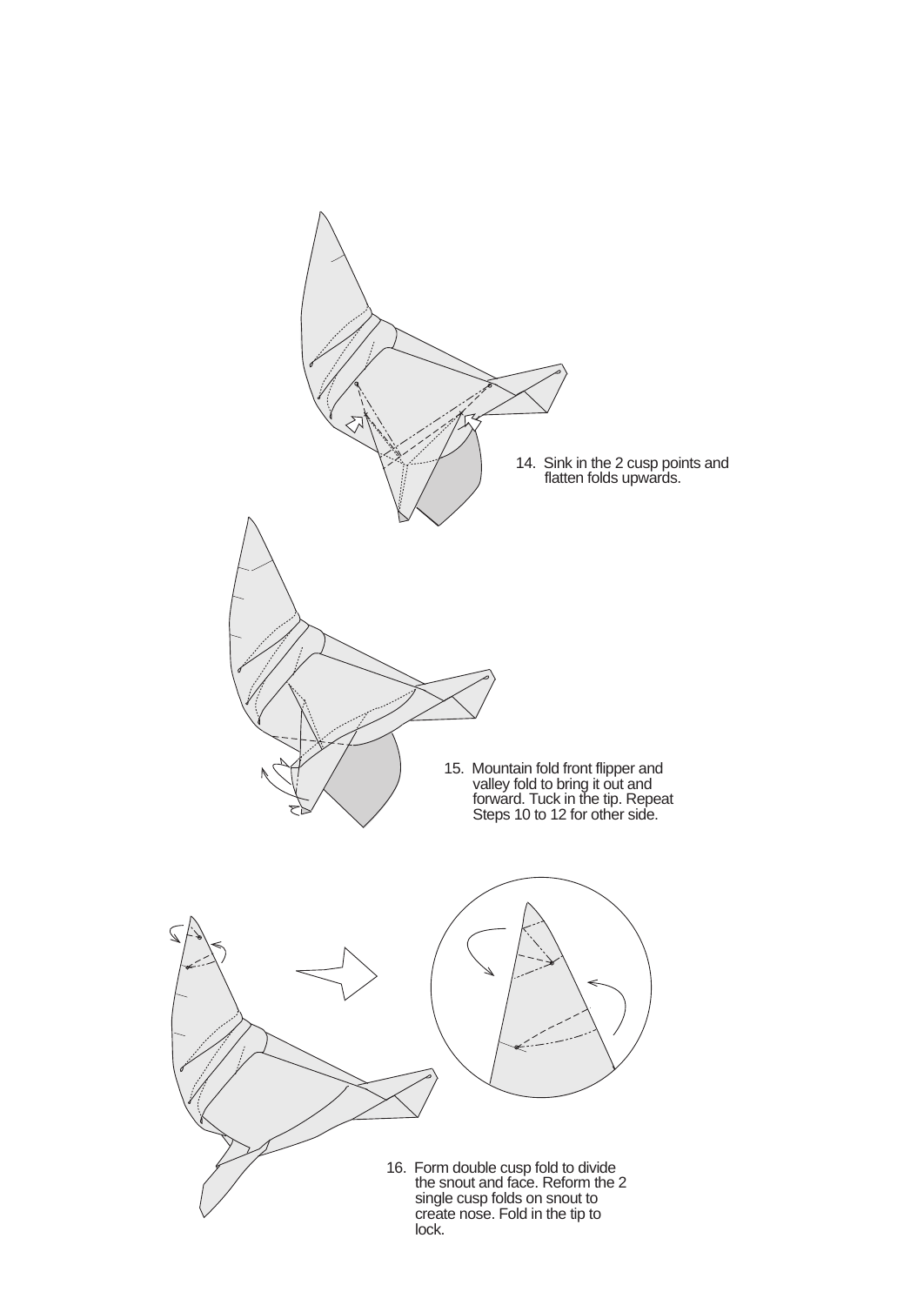14. Sink in the 2 cusp points and flatten folds upwards.

15. Mountain fold front flipper and valley fold to bring it out and forward. Tuck in the tip. Repeat Steps 10 to 12 for other side.

16. Form double cusp fold to divide the snout and face. Reform the 2 single cusp folds on snout to create nose. Fold in the tip to lock.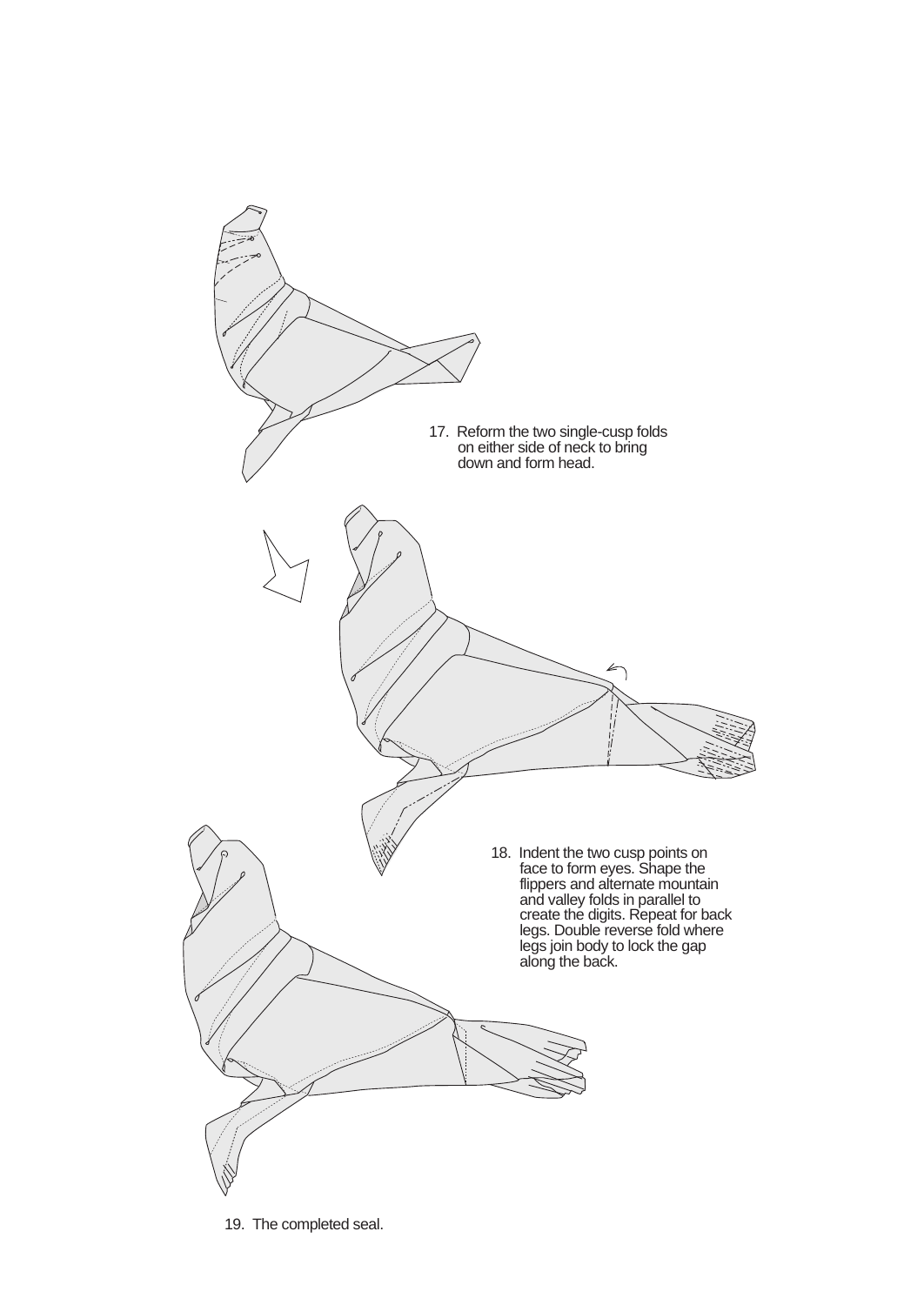17. Reform the two single-cusp folds on either side of neck to bring down and form head.

18. Indent the two cusp points on face to form eyes. Shape the flippers and alternate mountain and valley folds in parallel to create the digits. Repeat for back legs. Double reverse fold where legs join body to lock the gap along the back.

19. The completed seal.